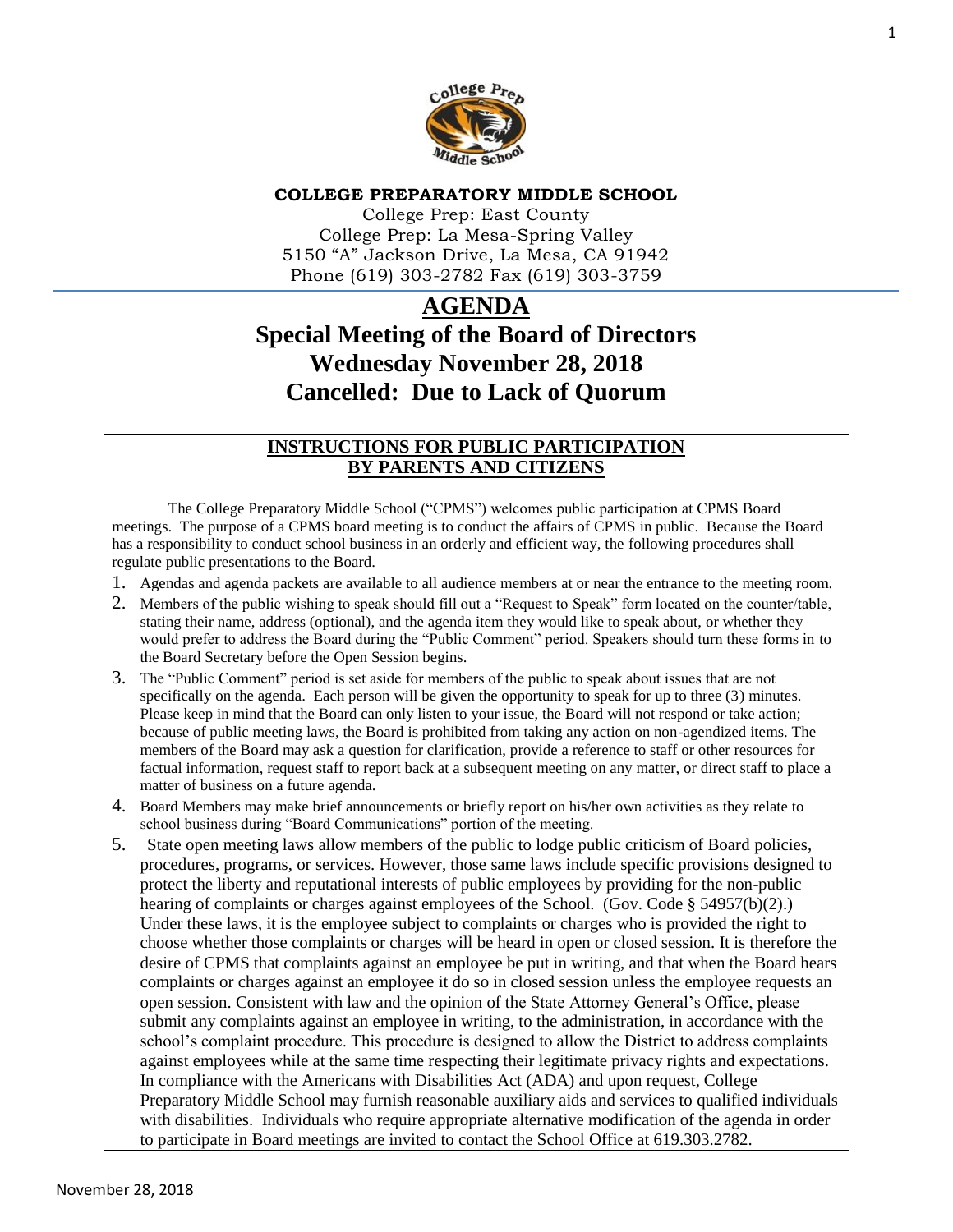**COLLEGE PREPARATORY MIDDLE SCHOOL**

College Prep: East County
College Prep: La Mesa-Spring Valley
5150 "A" Jackson Drive, La Mesa, CA 91942
Phone (619) 303-2782 Fax (619) 303-3759

# AGENDA

# Special Meeting of the Board of Directors
# Wednesday November 28, 2018
# Cancelled: Due to Lack of Quorum

## INSTRUCTIONS FOR PUBLIC PARTICIPATION BY PARENTS AND CITIZENS

The College Preparatory Middle School ("CPMS") welcomes public participation at CPMS Board meetings. The purpose of a CPMS board meeting is to conduct the affairs of CPMS in public. Because the Board has a responsibility to conduct school business in an orderly and efficient way, the following procedures shall regulate public presentations to the Board.

1. Agendas and agenda packets are available to all audience members at or near the entrance to the meeting room.
2. Members of the public wishing to speak should fill out a "Request to Speak" form located on the counter/table, stating their name, address (optional), and the agenda item they would like to speak about, or whether they would prefer to address the Board during the "Public Comment" period. Speakers should turn these forms in to the Board Secretary before the Open Session begins.
3. The "Public Comment" period is set aside for members of the public to speak about issues that are not specifically on the agenda. Each person will be given the opportunity to speak for up to three (3) minutes. Please keep in mind that the Board can only listen to your issue, the Board will not respond or take action; because of public meeting laws, the Board is prohibited from taking any action on non-agendized items. The members of the Board may ask a question for clarification, provide a reference to staff or other resources for factual information, request staff to report back at a subsequent meeting on any matter, or direct staff to place a matter of business on a future agenda.
4. Board Members may make brief announcements or briefly report on his/her own activities as they relate to school business during "Board Communications" portion of the meeting.
5. State open meeting laws allow members of the public to lodge public criticism of Board policies, procedures, programs, or services. However, those same laws include specific provisions designed to protect the liberty and reputational interests of public employees by providing for the non-public hearing of complaints or charges against employees of the School. (Gov. Code § 54957(b)(2).) Under these laws, it is the employee subject to complaints or charges who is provided the right to choose whether those complaints or charges will be heard in open or closed session. It is therefore the desire of CPMS that complaints against an employee be put in writing, and that when the Board hears complaints or charges against an employee it do so in closed session unless the employee requests an open session. Consistent with law and the opinion of the State Attorney General's Office, please submit any complaints against an employee in writing, to the administration, in accordance with the school's complaint procedure. This procedure is designed to allow the District to address complaints against employees while at the same time respecting their legitimate privacy rights and expectations. In compliance with the Americans with Disabilities Act (ADA) and upon request, College Preparatory Middle School may furnish reasonable auxiliary aids and services to qualified individuals with disabilities. Individuals who require appropriate alternative modification of the agenda in order to participate in Board meetings are invited to contact the School Office at 619.303.2782.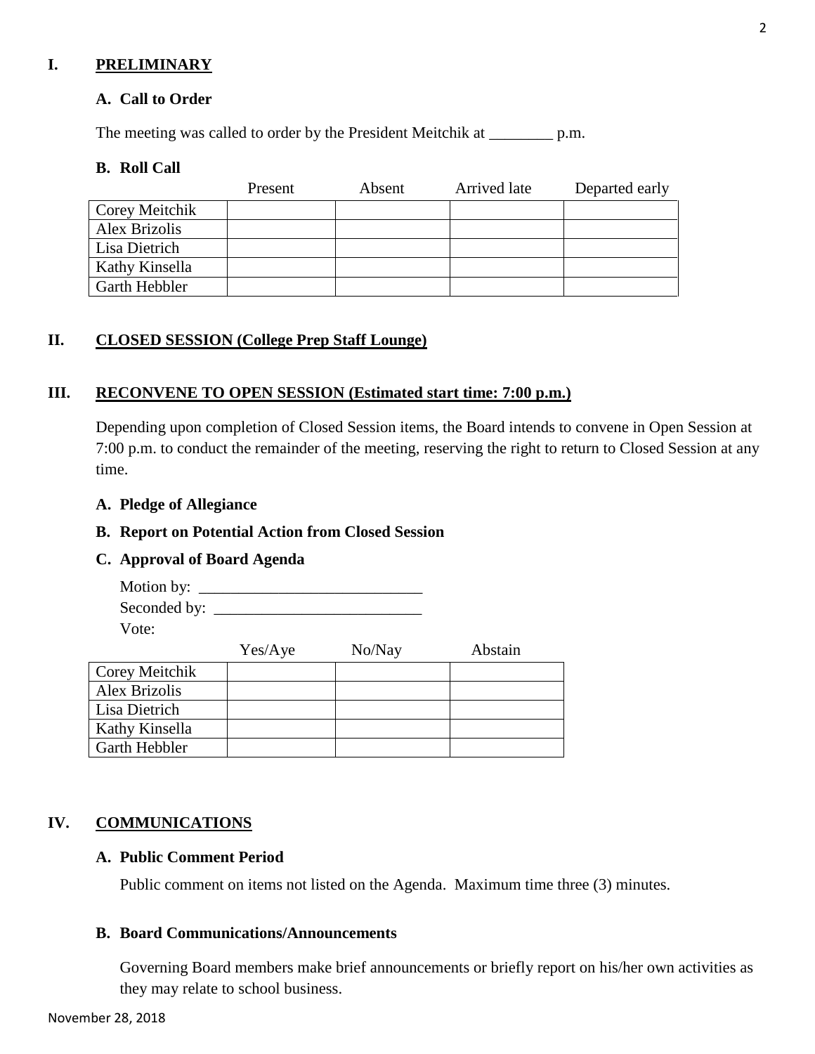## I. PRELIMINARY

### A. Call to Order

The meeting was called to order by the President Meitchik at ________ p.m.

### B. Roll Call

| | Present | Absent | Arrived late | Departed early |
|---|---|---|---|---|
| Corey Meitchik | | | | |
| Alex Brizolis | | | | |
| Lisa Dietrich | | | | |
| Kathy Kinsella | | | | |
| Garth Hebbler | | | | |

## II. CLOSED SESSION (College Prep Staff Lounge)

## III. RECONVENE TO OPEN SESSION (Estimated start time: 7:00 p.m.)

Depending upon completion of Closed Session items, the Board intends to convene in Open Session at 7:00 p.m. to conduct the remainder of the meeting, reserving the right to return to Closed Session at any time.

### A. Pledge of Allegiance

### B. Report on Potential Action from Closed Session

### C. Approval of Board Agenda

Motion by: ____________________________
Seconded by: __________________________
Vote:

| | Yes/Aye | No/Nay | Abstain |
|---|---|---|---|
| Corey Meitchik | | | |
| Alex Brizolis | | | |
| Lisa Dietrich | | | |
| Kathy Kinsella | | | |
| Garth Hebbler | | | |

## IV. COMMUNICATIONS

### A. Public Comment Period

Public comment on items not listed on the Agenda. Maximum time three (3) minutes.

### B. Board Communications/Announcements

Governing Board members make brief announcements or briefly report on his/her own activities as they may relate to school business.

November 28, 2018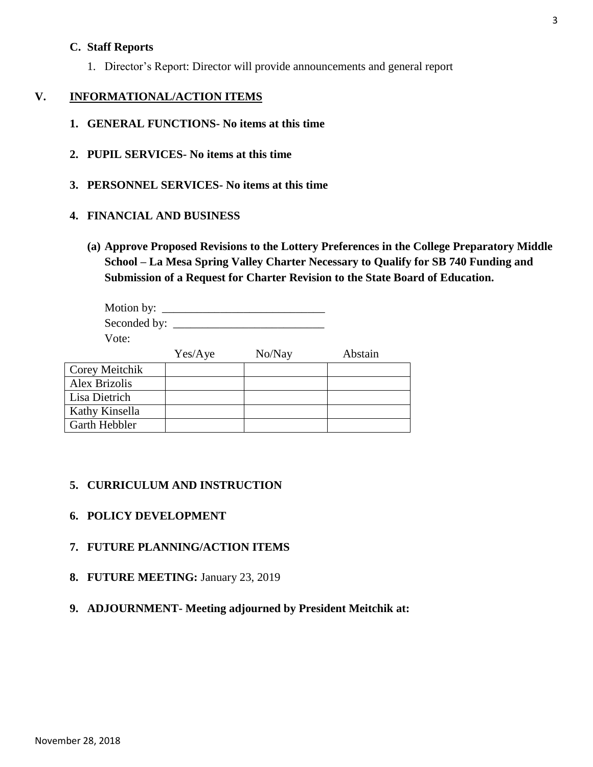**C. Staff Reports**

1. Director's Report: Director will provide announcements and general report

## V. INFORMATIONAL/ACTION ITEMS

**1. GENERAL FUNCTIONS- No items at this time**

**2. PUPIL SERVICES- No items at this time**

**3. PERSONNEL SERVICES- No items at this time**

**4. FINANCIAL AND BUSINESS**

**(a) Approve Proposed Revisions to the Lottery Preferences in the College Preparatory Middle School – La Mesa Spring Valley Charter Necessary to Qualify for SB 740 Funding and Submission of a Request for Charter Revision to the State Board of Education.**

Motion by: ____________________________

Seconded by: __________________________

Vote:

| | Yes/Aye | No/Nay | Abstain |
|---|---|---|---|
| Corey Meitchik | | | |
| Alex Brizolis | | | |
| Lisa Dietrich | | | |
| Kathy Kinsella | | | |
| Garth Hebbler | | | |

**5. CURRICULUM AND INSTRUCTION**

**6. POLICY DEVELOPMENT**

**7. FUTURE PLANNING/ACTION ITEMS**

**8. FUTURE MEETING:** January 23, 2019

**9. ADJOURNMENT- Meeting adjourned by President Meitchik at:**